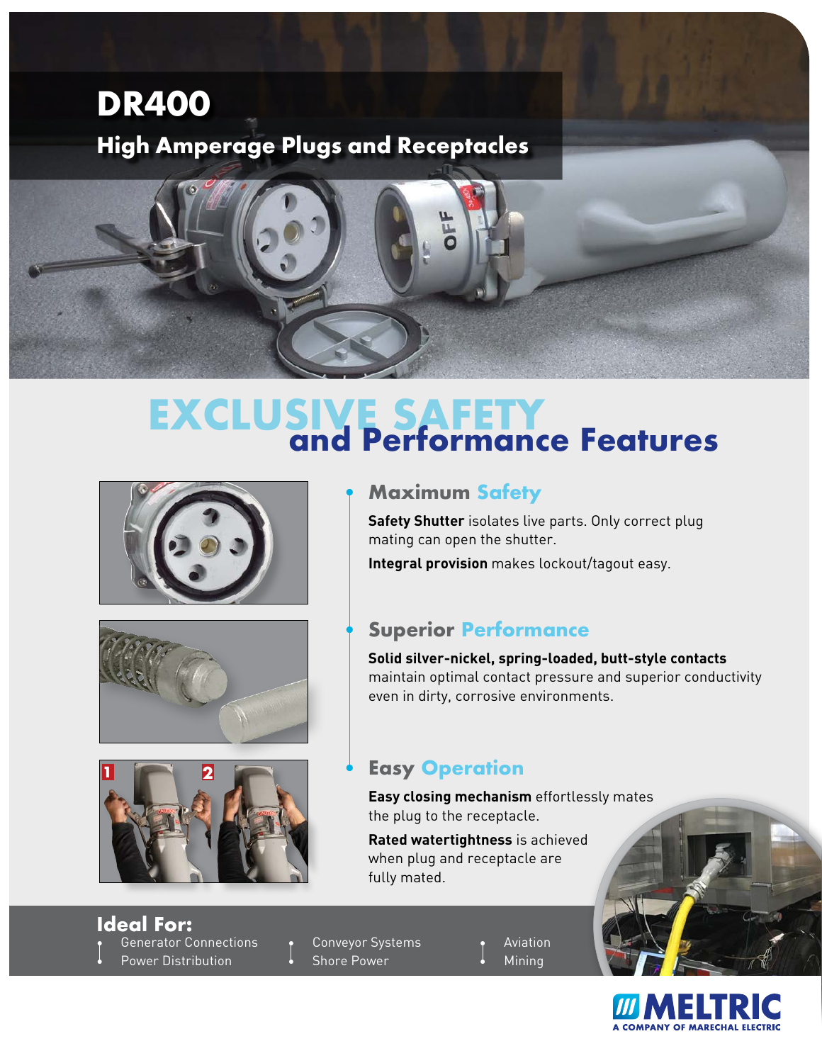# DR400

## High Amperage Plugs and Receptacles

# EXCLUSIVE SAFETY and Performance Features

### Maximum Safety

**Safety Shutter** isolates live parts. Only correct plug mating can open the shutter.

**Integral provision** makes lockout/tagout easy.

### Superior Performance

**Solid silver-nickel, spring-loaded, butt-style contacts** maintain optimal contact pressure and superior conductivity even in dirty, corrosive environments.

### Easy Operation

**Easy closing mechanism** effortlessly mates the plug to the receptacle.

**Rated watertightness** is achieved when plug and receptacle are fully mated.

## Ideal For:

- Generator Connections
- Power Distribution
- Conveyor Systems
- Shore Power
- Aviation
- Mining

MELTRIC
A COMPANY OF MARECHAL ELECTRIC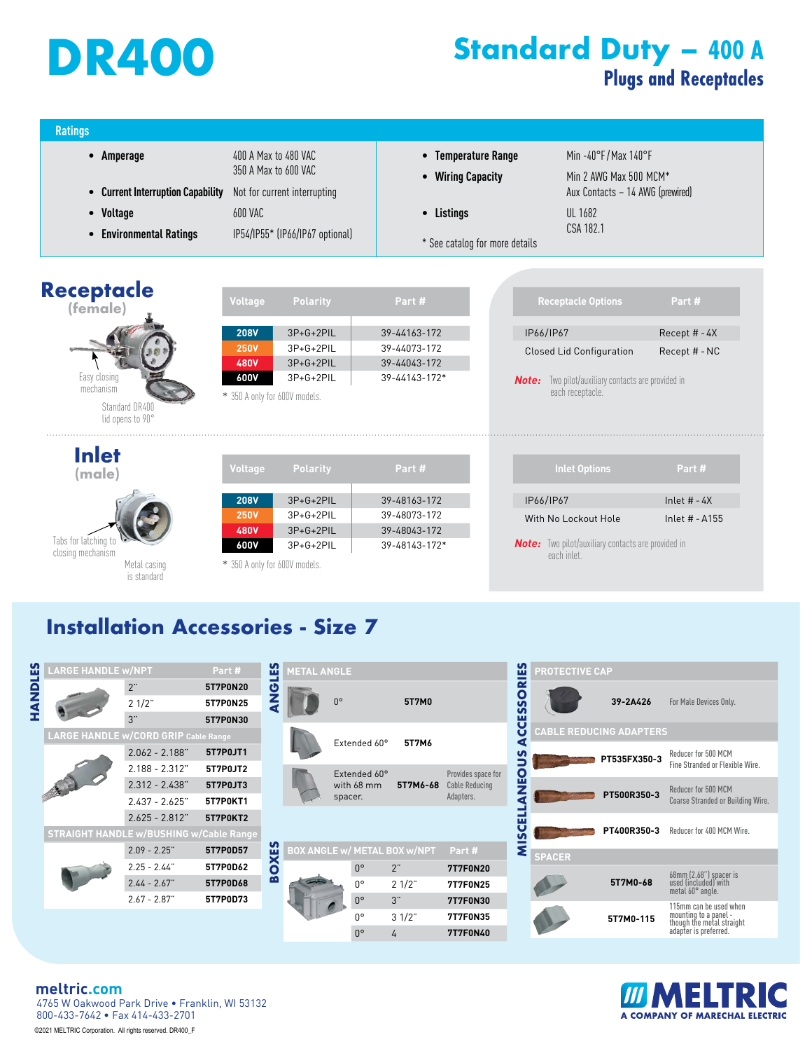# DR400

## Standard Duty – 400 A
### Plugs and Receptacles

## Ratings

- **Amperage**: 400 A Max to 480 VAC; 350 A Max to 600 VAC
- **Current Interruption Capability**: Not for current interrupting
- **Voltage**: 600 VAC
- **Environmental Ratings**: IP54/IP55* (IP66/IP67 optional)
- **Temperature Range**: Min -40°F / Max 140°F
- **Wiring Capacity**: Min 2 AWG Max 500 MCM*; Aux Contacts – 14 AWG (prewired)
- **Listings**: UL 1682; CSA 182.1

\* See catalog for more details

## Receptacle
(female)

Easy closing mechanism

Standard DR400 lid opens to 90°

| Voltage | Polarity | Part # |
|---|---|---|
| 208V | 3P+G+2PIL | 39-44163-172 |
| 250V | 3P+G+2PIL | 39-44073-172 |
| 480V | 3P+G+2PIL | 39-44043-172 |
| 600V | 3P+G+2PIL | 39-44143-172* |

\* 350 A only for 600V models.

| Receptacle Options | Part # |
|---|---|
| IP66/IP67 | Recept # - 4X |
| Closed Lid Configuration | Recept # - NC |

***Note:*** Two pilot/auxiliary contacts are provided in each receptacle.

## Inlet
(male)

Tabs for latching to closing mechanism

Metal casing is standard

| Voltage | Polarity | Part # |
|---|---|---|
| 208V | 3P+G+2PIL | 39-48163-172 |
| 250V | 3P+G+2PIL | 39-48073-172 |
| 480V | 3P+G+2PIL | 39-48043-172 |
| 600V | 3P+G+2PIL | 39-48143-172* |

\* 350 A only for 600V models.

| Inlet Options | Part # |
|---|---|
| IP66/IP67 | Inlet # - 4X |
| With No Lockout Hole | Inlet # - A155 |

***Note:*** Two pilot/auxiliary contacts are provided in each inlet.

## Installation Accessories - Size 7

### HANDLES

| LARGE HANDLE w/NPT | Part # |
|---|---|
| 2" | 5T7P0N20 |
| 2 1/2" | 5T7P0N25 |
| 3" | 5T7P0N30 |

| LARGE HANDLE w/CORD GRIP Cable Range | Part # |
|---|---|
| 2.062 - 2.188" | 5T7P0JT1 |
| 2.188 - 2.312" | 5T7P0JT2 |
| 2.312 - 2.438" | 5T7P0JT3 |
| 2.437 - 2.625" | 5T7P0KT1 |
| 2.625 - 2.812" | 5T7P0KT2 |

| STRAIGHT HANDLE w/BUSHING w/Cable Range | Part # |
|---|---|
| 2.09 - 2.25" | 5T7P0D57 |
| 2.25 - 2.44" | 5T7P0D62 |
| 2.44 - 2.67" | 5T7P0D68 |
| 2.67 - 2.87" | 5T7P0D73 |

### ANGLES

| METAL ANGLE | Part # | |
|---|---|---|
| 0° | 5T7M0 | |
| Extended 60° | 5T7M6 | |
| Extended 60° with 68 mm spacer. | 5T7M6-68 | Provides space for Cable Reducing Adapters. |

### BOXES

| BOX ANGLE w/ METAL BOX w/NPT | | Part # |
|---|---|---|
| 0° | 2" | 7T7F0N20 |
| 0° | 2 1/2" | 7T7F0N25 |
| 0° | 3" | 7T7F0N30 |
| 0° | 3 1/2" | 7T7F0N35 |
| 0° | 4 | 7T7F0N40 |

### MISCELLANEOUS ACCESSORIES

| PROTECTIVE CAP | |
|---|---|
| 39-2A426 | For Male Devices Only. |

| CABLE REDUCING ADAPTERS | |
|---|---|
| PT535FX350-3 | Reducer for 500 MCM Fine Stranded or Flexible Wire. |
| PT500R350-3 | Reducer for 500 MCM Coarse Stranded or Building Wire. |
| PT400R350-3 | Reducer for 400 MCM Wire. |

| SPACER | |
|---|---|
| 5T7M0-68 | 68mm (2.68") spacer is used (included) with metal 60° angle. |
| 5T7M0-115 | 115mm can be used when mounting to a panel - though the metal straight adapter is preferred. |

**meltric.com**
4765 W Oakwood Park Drive • Franklin, WI 53132
800-433-7642 • Fax 414-433-2701

©2021 MELTRIC Corporation. All rights reserved. DR400_F

MELTRIC — A COMPANY OF MARECHAL ELECTRIC